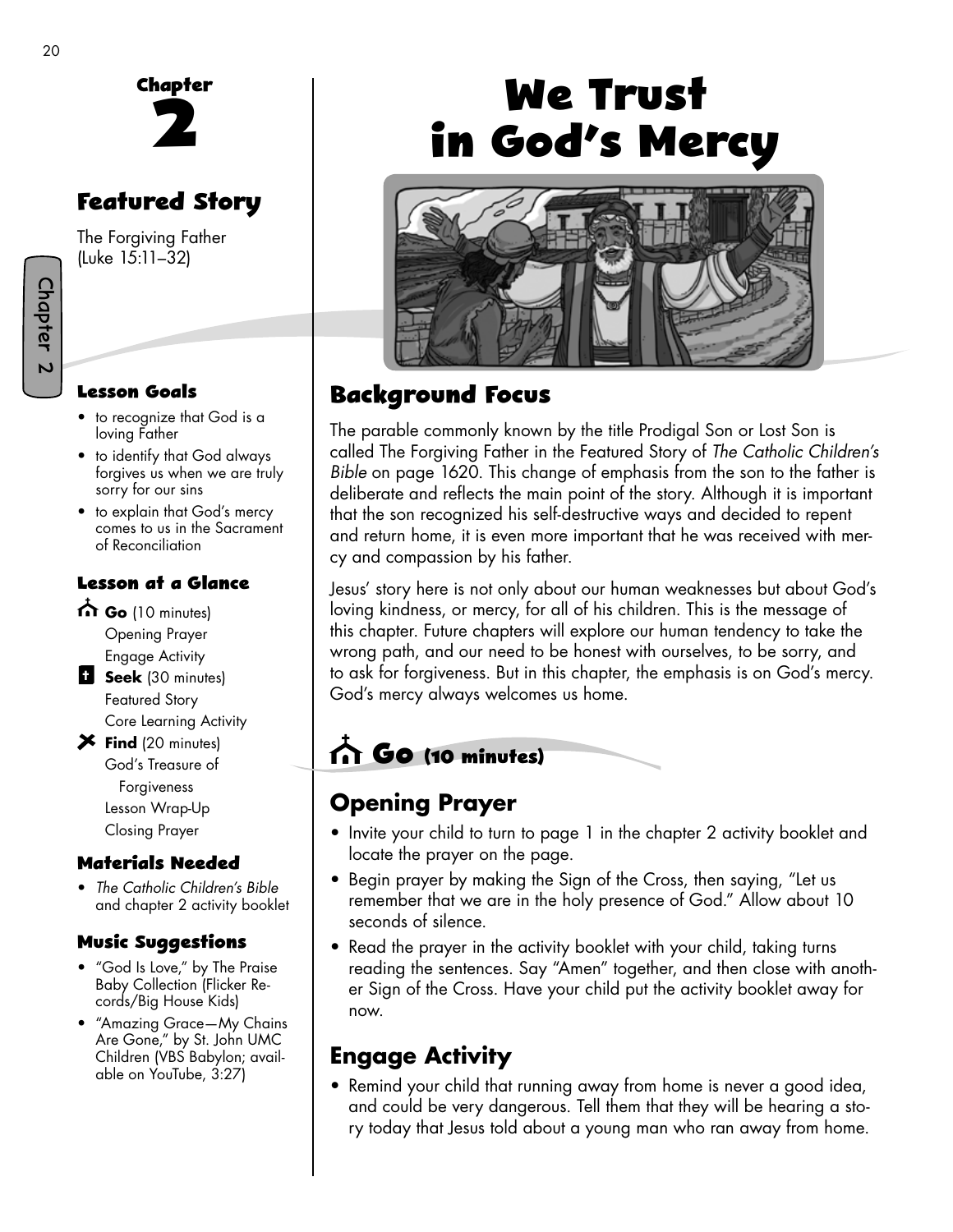# Chapter 2

# We Trust in God's Mercy

## Featured Story

The Forgiving Father
(Luke 15:11–32)

### Lesson Goals

- to recognize that God is a loving Father
- to identify that God always forgives us when we are truly sorry for our sins
- to explain that God's mercy comes to us in the Sacrament of Reconciliation

### Lesson at a Glance

**Go** (10 minutes)
- Opening Prayer
- Engage Activity

**Seek** (30 minutes)
- Featured Story
- Core Learning Activity

**Find** (20 minutes)
- God's Treasure of Forgiveness
- Lesson Wrap-Up
- Closing Prayer

### Materials Needed

- *The Catholic Children's Bible* and chapter 2 activity booklet

### Music Suggestions

- "God Is Love," by The Praise Baby Collection (Flicker Records/Big House Kids)
- "Amazing Grace—My Chains Are Gone," by St. John UMC Children (VBS Babylon; available on YouTube, 3:27)

## Background Focus

The parable commonly known by the title Prodigal Son or Lost Son is called The Forgiving Father in the Featured Story of *The Catholic Children's Bible* on page 1620. This change of emphasis from the son to the father is deliberate and reflects the main point of the story. Although it is important that the son recognized his self-destructive ways and decided to repent and return home, it is even more important that he was received with mercy and compassion by his father.

Jesus' story here is not only about our human weaknesses but about God's loving kindness, or mercy, for all of his children. This is the message of this chapter. Future chapters will explore our human tendency to take the wrong path, and our need to be honest with ourselves, to be sorry, and to ask for forgiveness. But in this chapter, the emphasis is on God's mercy. God's mercy always welcomes us home.

## Go (10 minutes)

### Opening Prayer

- Invite your child to turn to page 1 in the chapter 2 activity booklet and locate the prayer on the page.
- Begin prayer by making the Sign of the Cross, then saying, "Let us remember that we are in the holy presence of God." Allow about 10 seconds of silence.
- Read the prayer in the activity booklet with your child, taking turns reading the sentences. Say "Amen" together, and then close with another Sign of the Cross. Have your child put the activity booklet away for now.

### Engage Activity

- Remind your child that running away from home is never a good idea, and could be very dangerous. Tell them that they will be hearing a story today that Jesus told about a young man who ran away from home.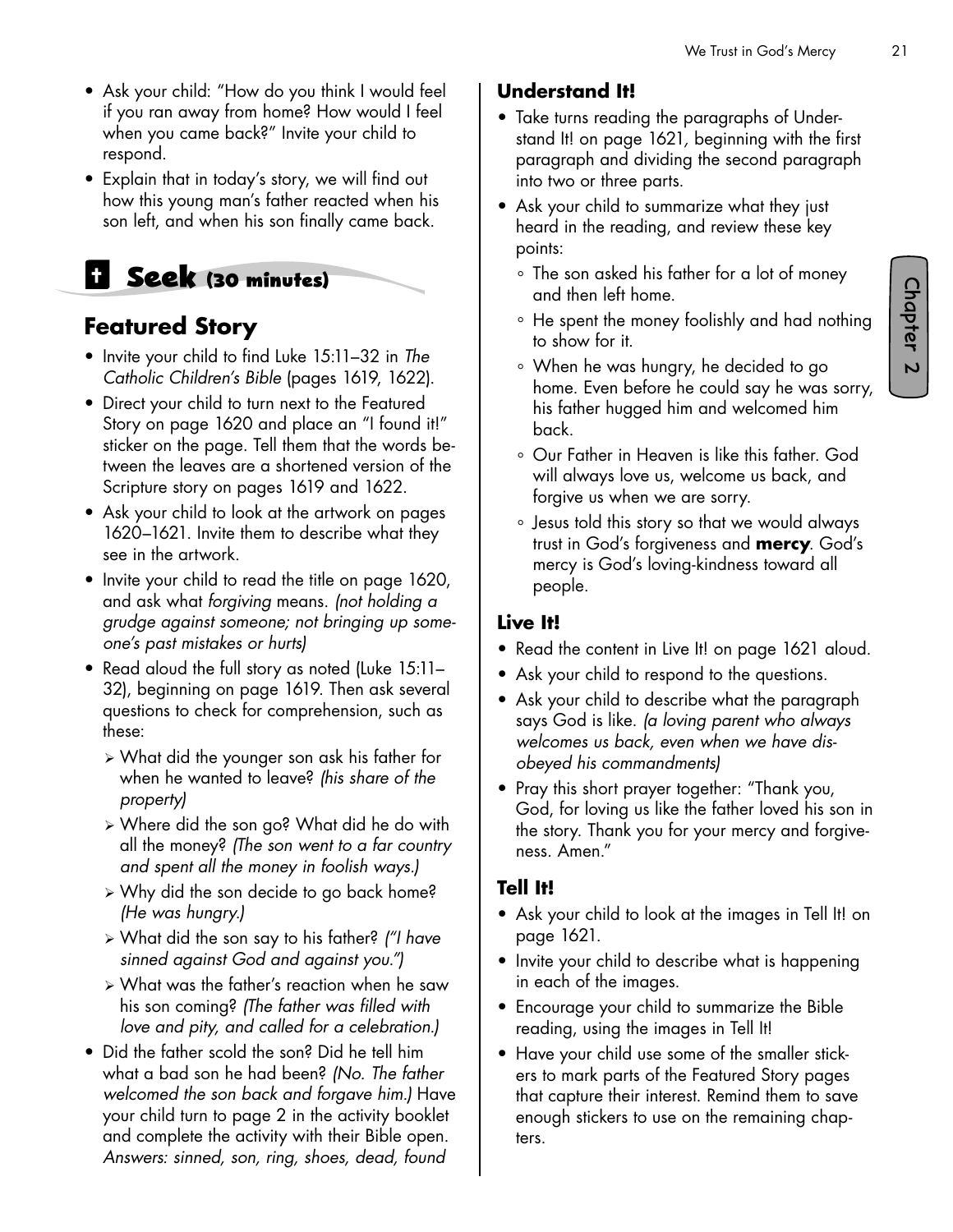- Ask your child: "How do you think I would feel if you ran away from home? How would I feel when you came back?" Invite your child to respond.
- Explain that in today's story, we will find out how this young man's father reacted when his son left, and when his son finally came back.

## Seek (30 minutes)

### Featured Story

- Invite your child to find Luke 15:11–32 in *The Catholic Children's Bible* (pages 1619, 1622).
- Direct your child to turn next to the Featured Story on page 1620 and place an "I found it!" sticker on the page. Tell them that the words between the leaves are a shortened version of the Scripture story on pages 1619 and 1622.
- Ask your child to look at the artwork on pages 1620–1621. Invite them to describe what they see in the artwork.
- Invite your child to read the title on page 1620, and ask what *forgiving* means. *(not holding a grudge against someone; not bringing up someone's past mistakes or hurts)*
- Read aloud the full story as noted (Luke 15:11–32), beginning on page 1619. Then ask several questions to check for comprehension, such as these:
  - What did the younger son ask his father for when he wanted to leave? *(his share of the property)*
  - Where did the son go? What did he do with all the money? *(The son went to a far country and spent all the money in foolish ways.)*
  - Why did the son decide to go back home? *(He was hungry.)*
  - What did the son say to his father? *("I have sinned against God and against you.")*
  - What was the father's reaction when he saw his son coming? *(The father was filled with love and pity, and called for a celebration.)*
- Did the father scold the son? Did he tell him what a bad son he had been? *(No. The father welcomed the son back and forgave him.)* Have your child turn to page 2 in the activity booklet and complete the activity with their Bible open. *Answers: sinned, son, ring, shoes, dead, found*

### Understand It!

- Take turns reading the paragraphs of Understand It! on page 1621, beginning with the first paragraph and dividing the second paragraph into two or three parts.
- Ask your child to summarize what they just heard in the reading, and review these key points:
  - The son asked his father for a lot of money and then left home.
  - He spent the money foolishly and had nothing to show for it.
  - When he was hungry, he decided to go home. Even before he could say he was sorry, his father hugged him and welcomed him back.
  - Our Father in Heaven is like this father. God will always love us, welcome us back, and forgive us when we are sorry.
  - Jesus told this story so that we would always trust in God's forgiveness and **mercy**. God's mercy is God's loving-kindness toward all people.

### Live It!

- Read the content in Live It! on page 1621 aloud.
- Ask your child to respond to the questions.
- Ask your child to describe what the paragraph says God is like. *(a loving parent who always welcomes us back, even when we have disobeyed his commandments)*
- Pray this short prayer together: "Thank you, God, for loving us like the father loved his son in the story. Thank you for your mercy and forgiveness. Amen."

### Tell It!

- Ask your child to look at the images in Tell It! on page 1621.
- Invite your child to describe what is happening in each of the images.
- Encourage your child to summarize the Bible reading, using the images in Tell It!
- Have your child use some of the smaller stickers to mark parts of the Featured Story pages that capture their interest. Remind them to save enough stickers to use on the remaining chapters.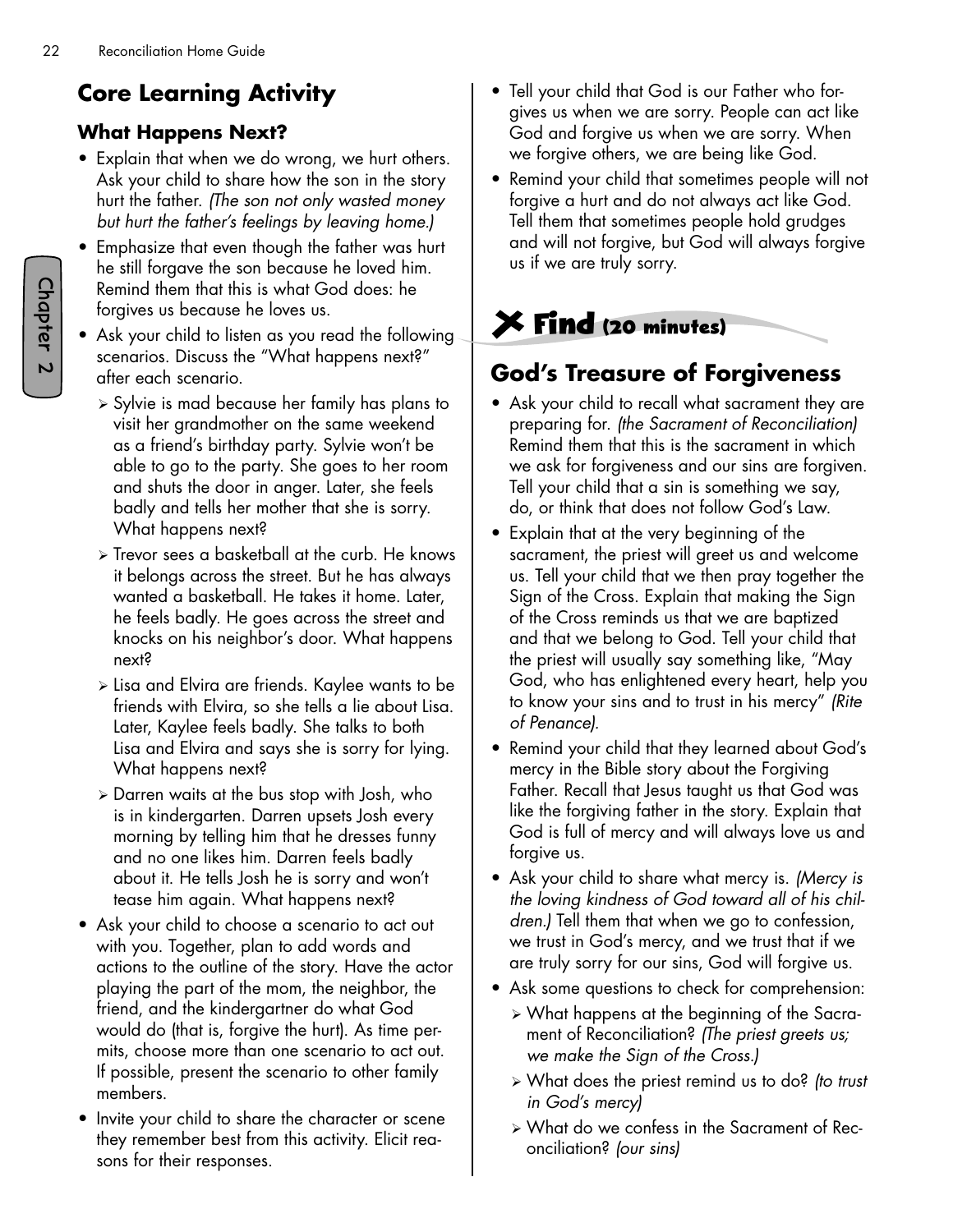## Core Learning Activity

### What Happens Next?

- Explain that when we do wrong, we hurt others. Ask your child to share how the son in the story hurt the father. *(The son not only wasted money but hurt the father's feelings by leaving home.)*
- Emphasize that even though the father was hurt he still forgave the son because he loved him. Remind them that this is what God does: he forgives us because he loves us.
- Ask your child to listen as you read the following scenarios. Discuss the "What happens next?" after each scenario.
  - Sylvie is mad because her family has plans to visit her grandmother on the same weekend as a friend's birthday party. Sylvie won't be able to go to the party. She goes to her room and shuts the door in anger. Later, she feels badly and tells her mother that she is sorry. What happens next?
  - Trevor sees a basketball at the curb. He knows it belongs across the street. But he has always wanted a basketball. He takes it home. Later, he feels badly. He goes across the street and knocks on his neighbor's door. What happens next?
  - Lisa and Elvira are friends. Kaylee wants to be friends with Elvira, so she tells a lie about Lisa. Later, Kaylee feels badly. She talks to both Lisa and Elvira and says she is sorry for lying. What happens next?
  - Darren waits at the bus stop with Josh, who is in kindergarten. Darren upsets Josh every morning by telling him that he dresses funny and no one likes him. Darren feels badly about it. He tells Josh he is sorry and won't tease him again. What happens next?
- Ask your child to choose a scenario to act out with you. Together, plan to add words and actions to the outline of the story. Have the actor playing the part of the mom, the neighbor, the friend, and the kindergartner do what God would do (that is, forgive the hurt). As time permits, choose more than one scenario to act out. If possible, present the scenario to other family members.
- Invite your child to share the character or scene they remember best from this activity. Elicit reasons for their responses.
- Tell your child that God is our Father who forgives us when we are sorry. People can act like God and forgive us when we are sorry. When we forgive others, we are being like God.
- Remind your child that sometimes people will not forgive a hurt and do not always act like God. Tell them that sometimes people hold grudges and will not forgive, but God will always forgive us if we are truly sorry.

## Find (20 minutes)

## God's Treasure of Forgiveness

- Ask your child to recall what sacrament they are preparing for. *(the Sacrament of Reconciliation)* Remind them that this is the sacrament in which we ask for forgiveness and our sins are forgiven. Tell your child that a sin is something we say, do, or think that does not follow God's Law.
- Explain that at the very beginning of the sacrament, the priest will greet us and welcome us. Tell your child that we then pray together the Sign of the Cross. Explain that making the Sign of the Cross reminds us that we are baptized and that we belong to God. Tell your child that the priest will usually say something like, "May God, who has enlightened every heart, help you to know your sins and to trust in his mercy" *(Rite of Penance).*
- Remind your child that they learned about God's mercy in the Bible story about the Forgiving Father. Recall that Jesus taught us that God was like the forgiving father in the story. Explain that God is full of mercy and will always love us and forgive us.
- Ask your child to share what mercy is. *(Mercy is the loving kindness of God toward all of his children.)* Tell them that when we go to confession, we trust in God's mercy, and we trust that if we are truly sorry for our sins, God will forgive us.
- Ask some questions to check for comprehension:
  - What happens at the beginning of the Sacrament of Reconciliation? *(The priest greets us; we make the Sign of the Cross.)*
  - What does the priest remind us to do? *(to trust in God's mercy)*
  - What do we confess in the Sacrament of Reconciliation? *(our sins)*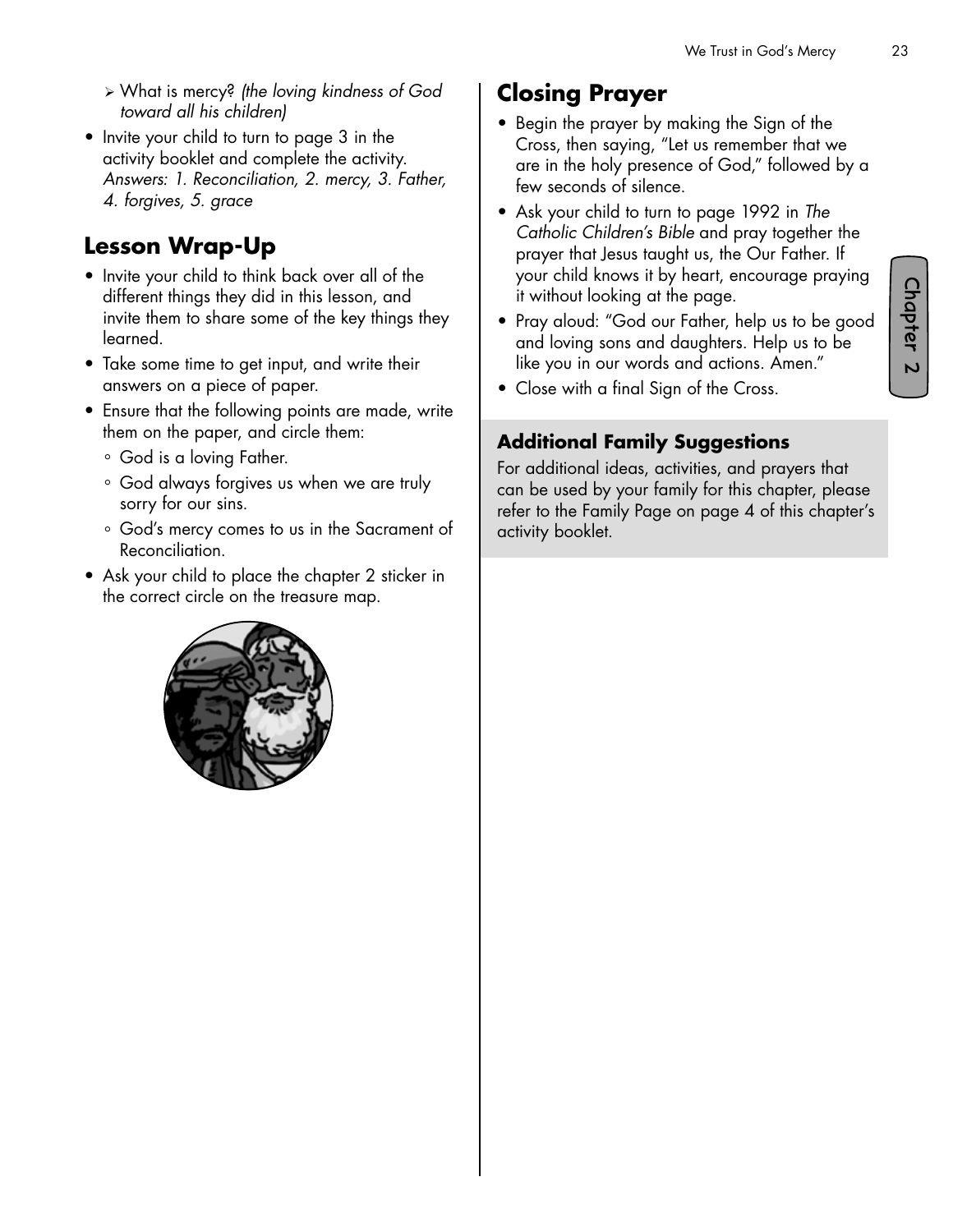- What is mercy? *(the loving kindness of God toward all his children)*

- Invite your child to turn to page 3 in the activity booklet and complete the activity. *Answers: 1. Reconciliation, 2. mercy, 3. Father, 4. forgives, 5. grace*

## Lesson Wrap-Up

- Invite your child to think back over all of the different things they did in this lesson, and invite them to share some of the key things they learned.
- Take some time to get input, and write their answers on a piece of paper.
- Ensure that the following points are made, write them on the paper, and circle them:
  - God is a loving Father.
  - God always forgives us when we are truly sorry for our sins.
  - God's mercy comes to us in the Sacrament of Reconciliation.
- Ask your child to place the chapter 2 sticker in the correct circle on the treasure map.

## Closing Prayer

- Begin the prayer by making the Sign of the Cross, then saying, "Let us remember that we are in the holy presence of God," followed by a few seconds of silence.
- Ask your child to turn to page 1992 in *The Catholic Children's Bible* and pray together the prayer that Jesus taught us, the Our Father. If your child knows it by heart, encourage praying it without looking at the page.
- Pray aloud: "God our Father, help us to be good and loving sons and daughters. Help us to be like you in our words and actions. Amen."
- Close with a final Sign of the Cross.

### Additional Family Suggestions

For additional ideas, activities, and prayers that can be used by your family for this chapter, please refer to the Family Page on page 4 of this chapter's activity booklet.